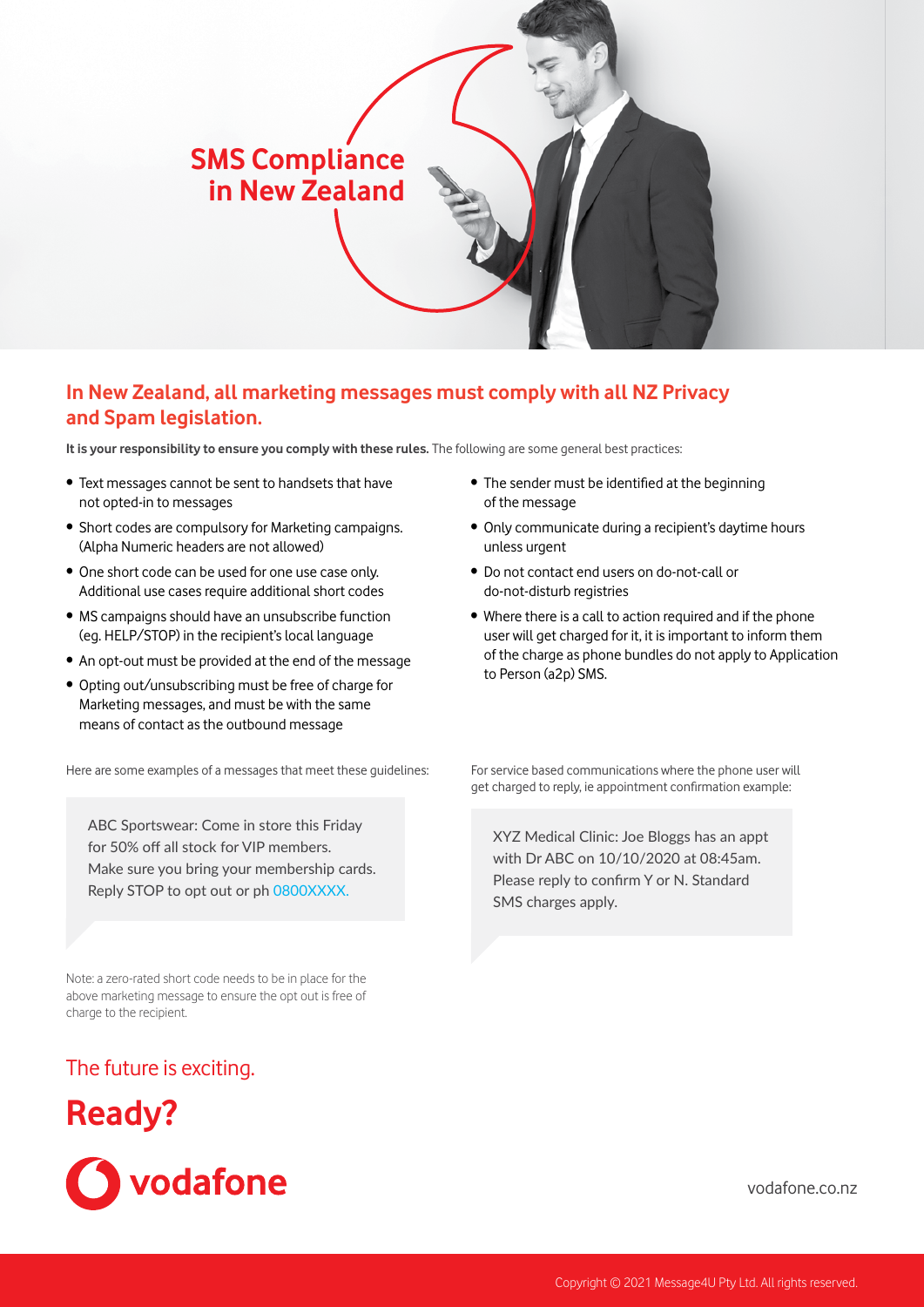# SMS Compliance in New Zealand

## In New Zealand, all marketing messages must comply with all NZ Privacy and Spam legislation.

**It is your responsibility to ensure you comply with these rules.** The following are some general best practices:

- Text messages cannot be sent to handsets that have not opted-in to messages
- Short codes are compulsory for Marketing campaigns. (Alpha Numeric headers are not allowed)
- One short code can be used for one use case only. Additional use cases require additional short codes
- MS campaigns should have an unsubscribe function (eg. HELP/STOP) in the recipient's local language
- An opt-out must be provided at the end of the message
- Opting out/unsubscribing must be free of charge for Marketing messages, and must be with the same means of contact as the outbound message
- The sender must be identified at the beginning of the message
- Only communicate during a recipient's daytime hours unless urgent
- Do not contact end users on do-not-call or do-not-disturb registries
- Where there is a call to action required and if the phone user will get charged for it, it is important to inform them of the charge as phone bundles do not apply to Application to Person (a2p) SMS.

Here are some examples of a messages that meet these guidelines:

> ABC Sportswear: Come in store this Friday for 50% off all stock for VIP members. Make sure you bring your membership cards. Reply STOP to opt out or ph 0800XXXX.

Note: a zero-rated short code needs to be in place for the above marketing message to ensure the opt out is free of charge to the recipient.

For service based communications where the phone user will get charged to reply, ie appointment confirmation example:

> XYZ Medical Clinic: Joe Bloggs has an appt with Dr ABC on 10/10/2020 at 08:45am. Please reply to confirm Y or N. Standard SMS charges apply.

The future is exciting.

**Ready?**

vodafone

vodafone.co.nz

Copyright © 2021 Message4U Pty Ltd. All rights reserved.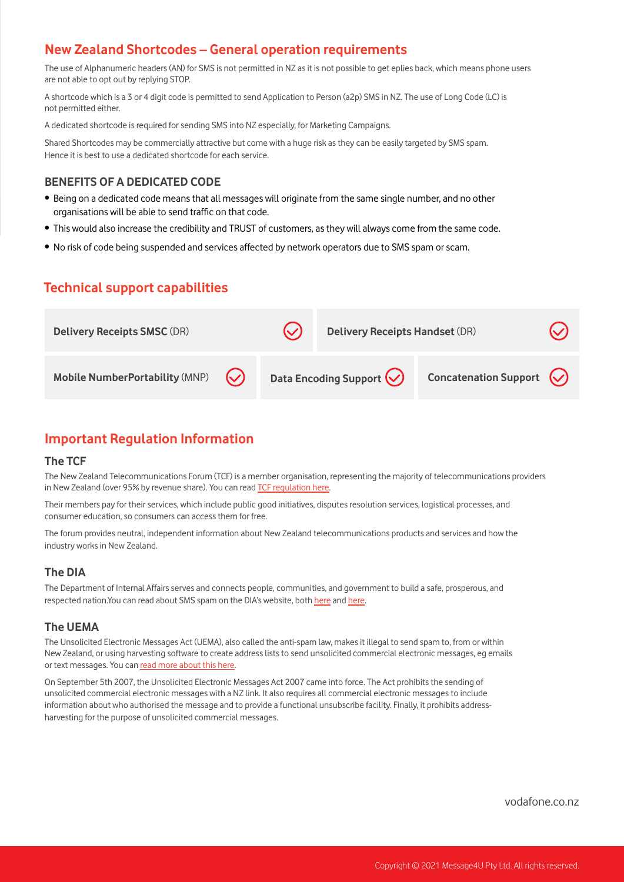## New Zealand Shortcodes – General operation requirements

The use of Alphanumeric headers (AN) for SMS is not permitted in NZ as it is not possible to get eplies back, which means phone users are not able to opt out by replying STOP.

A shortcode which is a 3 or 4 digit code is permitted to send Application to Person (a2p) SMS in NZ. The use of Long Code (LC) is not permitted either.

A dedicated shortcode is required for sending SMS into NZ especially, for Marketing Campaigns.

Shared Shortcodes may be commercially attractive but come with a huge risk as they can be easily targeted by SMS spam. Hence it is best to use a dedicated shortcode for each service.

### BENEFITS OF A DEDICATED CODE

- Being on a dedicated code means that all messages will originate from the same single number, and no other organisations will be able to send traffic on that code.
- This would also increase the credibility and TRUST of customers, as they will always come from the same code.
- No risk of code being suspended and services affected by network operators due to SMS spam or scam.

## Technical support capabilities

| | | | |
|---|---|---|---|
| **Delivery Receipts SMSC** (DR) | ✓ | **Delivery Receipts Handset** (DR) | ✓ |
| **Mobile NumberPortability** (MNP) | ✓ | **Data Encoding Support** ✓ | **Concatenation Support** ✓ |

## Important Regulation Information

### The TCF

The New Zealand Telecommunications Forum (TCF) is a member organisation, representing the majority of telecommunications providers in New Zealand (over 95% by revenue share). You can read TCF regulation here.

Their members pay for their services, which include public good initiatives, disputes resolution services, logistical processes, and consumer education, so consumers can access them for free.

The forum provides neutral, independent information about New Zealand telecommunications products and services and how the industry works in New Zealand.

### The DIA

The Department of Internal Affairs serves and connects people, communities, and government to build a safe, prosperous, and respected nation.You can read about SMS spam on the DIA's website, both here and here.

### The UEMA

The Unsolicited Electronic Messages Act (UEMA), also called the anti-spam law, makes it illegal to send spam to, from or within New Zealand, or using harvesting software to create address lists to send unsolicited commercial electronic messages, eg emails or text messages. You can read more about this here.

On September 5th 2007, the Unsolicited Electronic Messages Act 2007 came into force. The Act prohibits the sending of unsolicited commercial electronic messages with a NZ link. It also requires all commercial electronic messages to include information about who authorised the message and to provide a functional unsubscribe facility. Finally, it prohibits address-harvesting for the purpose of unsolicited commercial messages.

vodafone.co.nz

Copyright © 2021 Message4U Pty Ltd. All rights reserved.